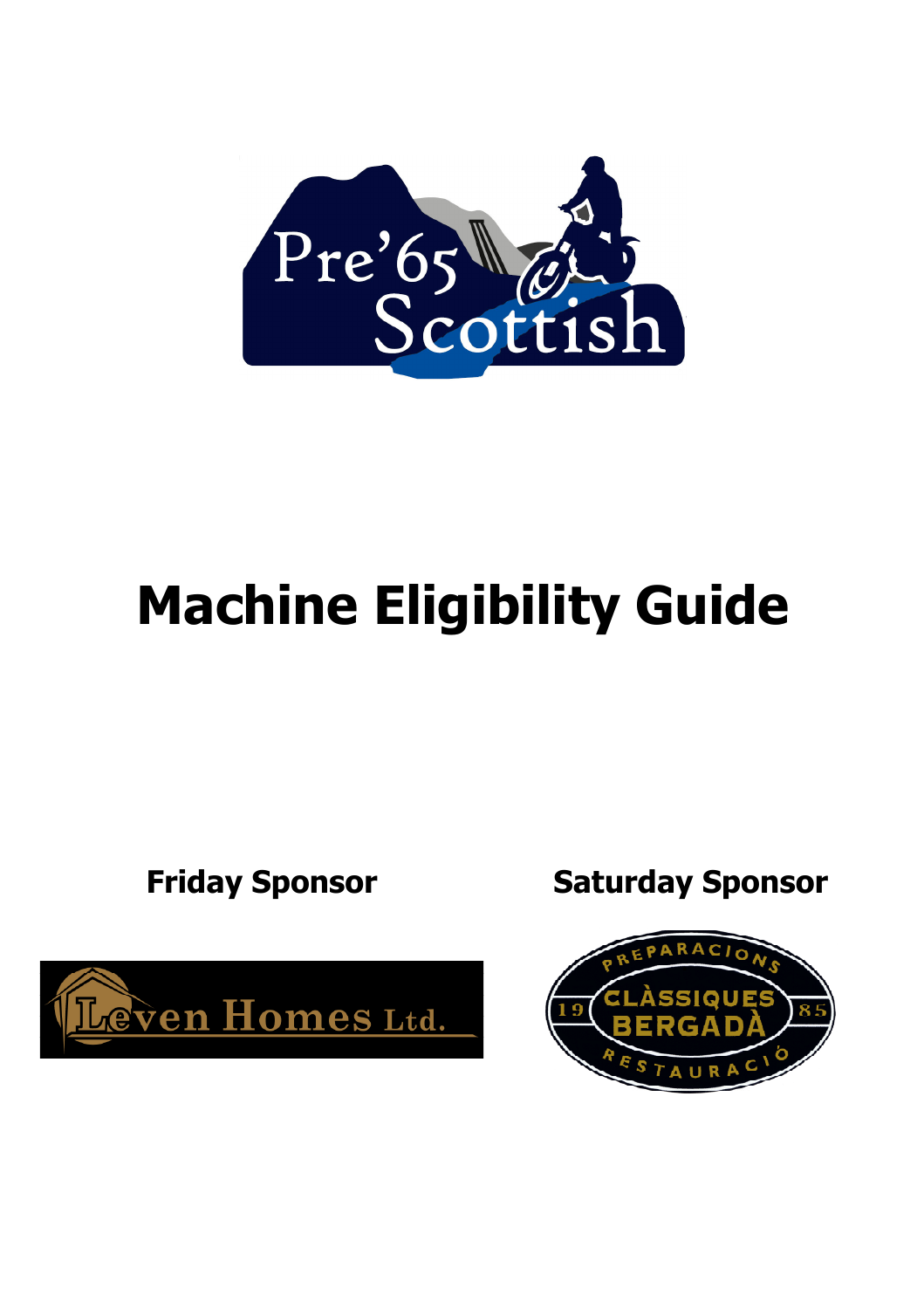# Machine Eligibility Guide

**Friday Sponsor**

**Saturday Sponsor**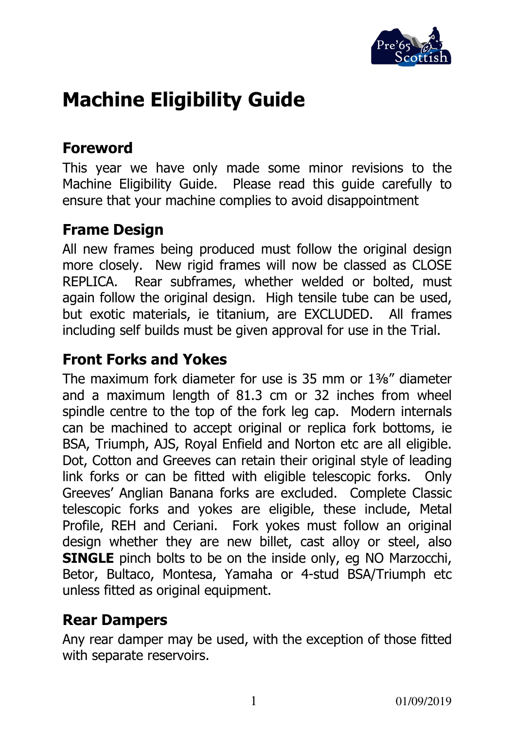# Machine Eligibility Guide

## Foreword

This year we have only made some minor revisions to the Machine Eligibility Guide. Please read this guide carefully to ensure that your machine complies to avoid disappointment

## Frame Design

All new frames being produced must follow the original design more closely. New rigid frames will now be classed as CLOSE REPLICA. Rear subframes, whether welded or bolted, must again follow the original design. High tensile tube can be used, but exotic materials, ie titanium, are EXCLUDED. All frames including self builds must be given approval for use in the Trial.

## Front Forks and Yokes

The maximum fork diameter for use is 35 mm or 1⅜" diameter and a maximum length of 81.3 cm or 32 inches from wheel spindle centre to the top of the fork leg cap. Modern internals can be machined to accept original or replica fork bottoms, ie BSA, Triumph, AJS, Royal Enfield and Norton etc are all eligible. Dot, Cotton and Greeves can retain their original style of leading link forks or can be fitted with eligible telescopic forks. Only Greeves' Anglian Banana forks are excluded. Complete Classic telescopic forks and yokes are eligible, these include, Metal Profile, REH and Ceriani. Fork yokes must follow an original design whether they are new billet, cast alloy or steel, also **SINGLE** pinch bolts to be on the inside only, eg NO Marzocchi, Betor, Bultaco, Montesa, Yamaha or 4-stud BSA/Triumph etc unless fitted as original equipment.

## Rear Dampers

Any rear damper may be used, with the exception of those fitted with separate reservoirs.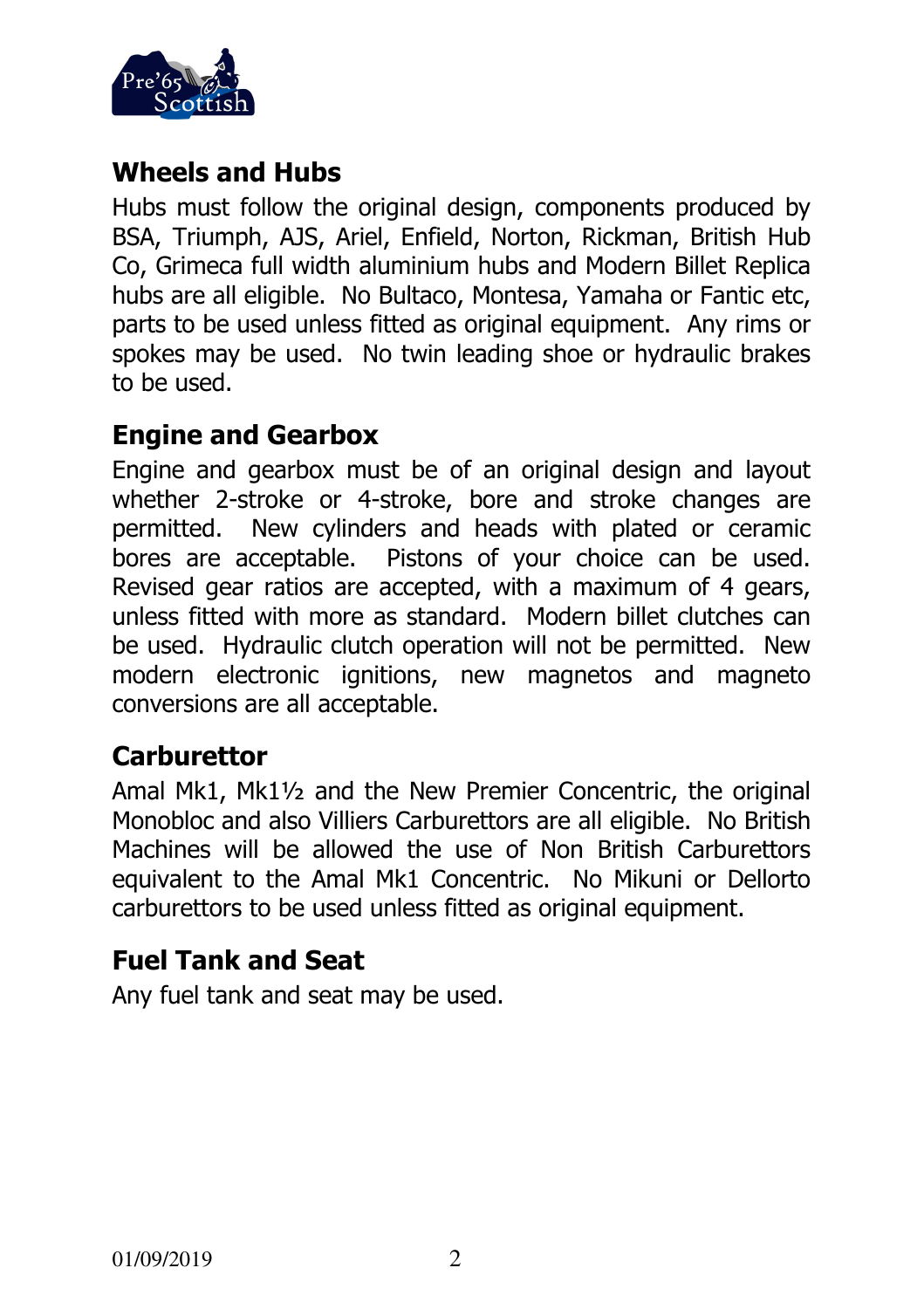## Wheels and Hubs

Hubs must follow the original design, components produced by BSA, Triumph, AJS, Ariel, Enfield, Norton, Rickman, British Hub Co, Grimeca full width aluminium hubs and Modern Billet Replica hubs are all eligible. No Bultaco, Montesa, Yamaha or Fantic etc, parts to be used unless fitted as original equipment. Any rims or spokes may be used. No twin leading shoe or hydraulic brakes to be used.

## Engine and Gearbox

Engine and gearbox must be of an original design and layout whether 2-stroke or 4-stroke, bore and stroke changes are permitted. New cylinders and heads with plated or ceramic bores are acceptable. Pistons of your choice can be used. Revised gear ratios are accepted, with a maximum of 4 gears, unless fitted with more as standard. Modern billet clutches can be used. Hydraulic clutch operation will not be permitted. New modern electronic ignitions, new magnetos and magneto conversions are all acceptable.

## Carburettor

Amal Mk1, Mk1½ and the New Premier Concentric, the original Monobloc and also Villiers Carburettors are all eligible. No British Machines will be allowed the use of Non British Carburettors equivalent to the Amal Mk1 Concentric. No Mikuni or Dellorto carburettors to be used unless fitted as original equipment.

## Fuel Tank and Seat

Any fuel tank and seat may be used.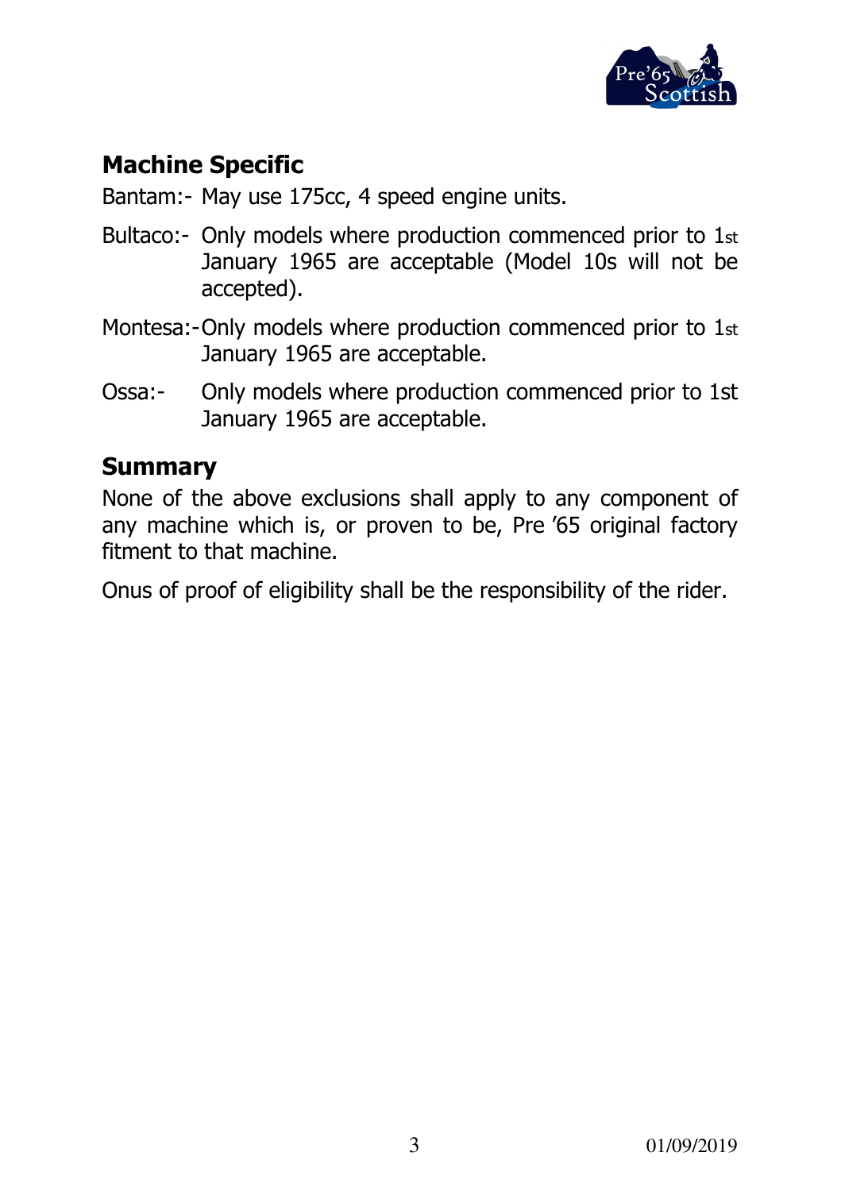## Machine Specific

Bantam:- May use 175cc, 4 speed engine units.

Bultaco:- Only models where production commenced prior to 1st January 1965 are acceptable (Model 10s will not be accepted).

Montesa:- Only models where production commenced prior to 1st January 1965 are acceptable.

Ossa:- Only models where production commenced prior to 1st January 1965 are acceptable.

## Summary

None of the above exclusions shall apply to any component of any machine which is, or proven to be, Pre ’65 original factory fitment to that machine.

Onus of proof of eligibility shall be the responsibility of the rider.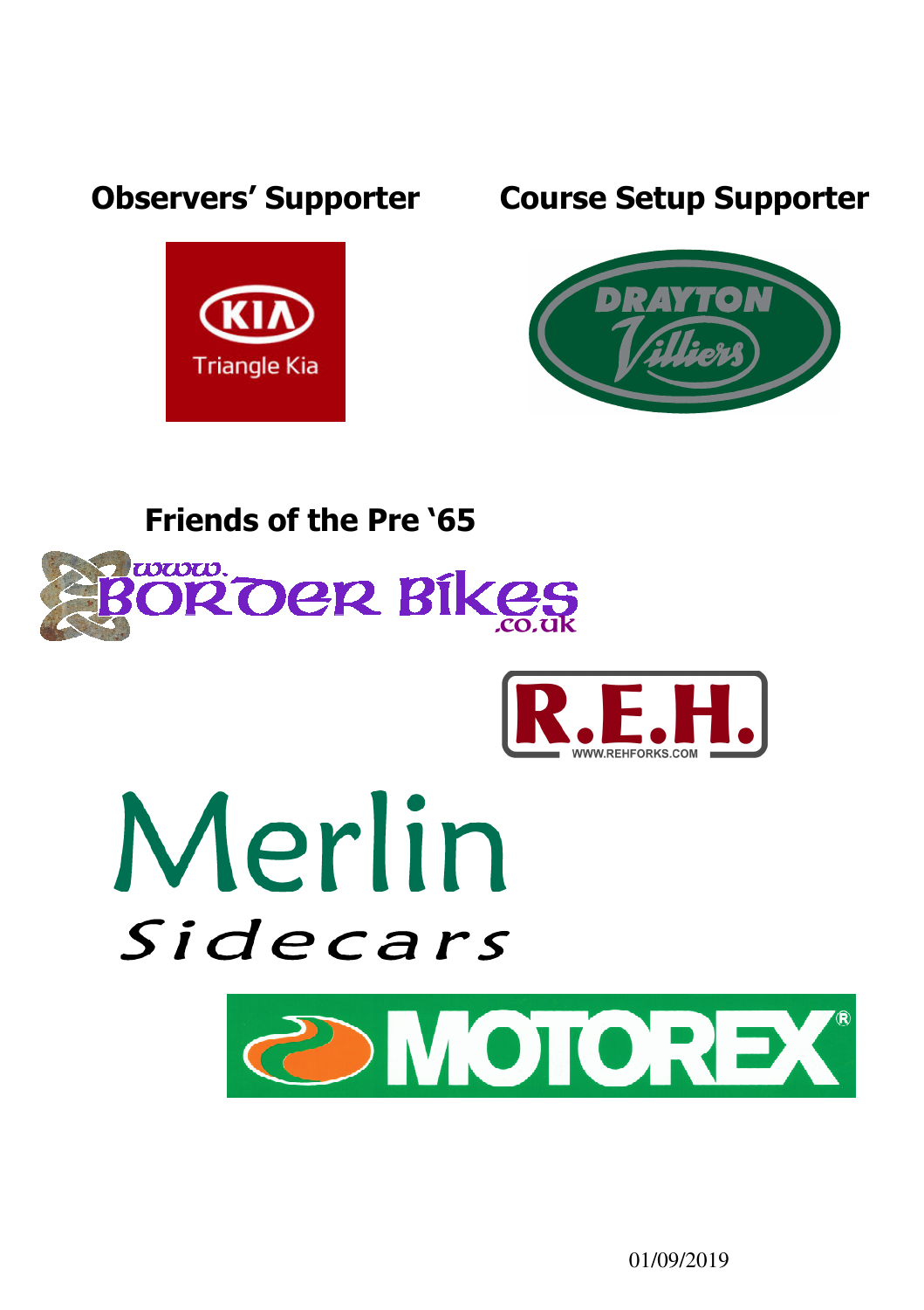**Observers' Supporter**

Triangle Kia

**Course Setup Supporter**

DRAYTON Villiers

**Friends of the Pre '65**

www.Border Bikes.co.uk

R.E.H.
WWW.REHFORKS.COM

Merlin Sidecars

MOTOREX®

01/09/2019